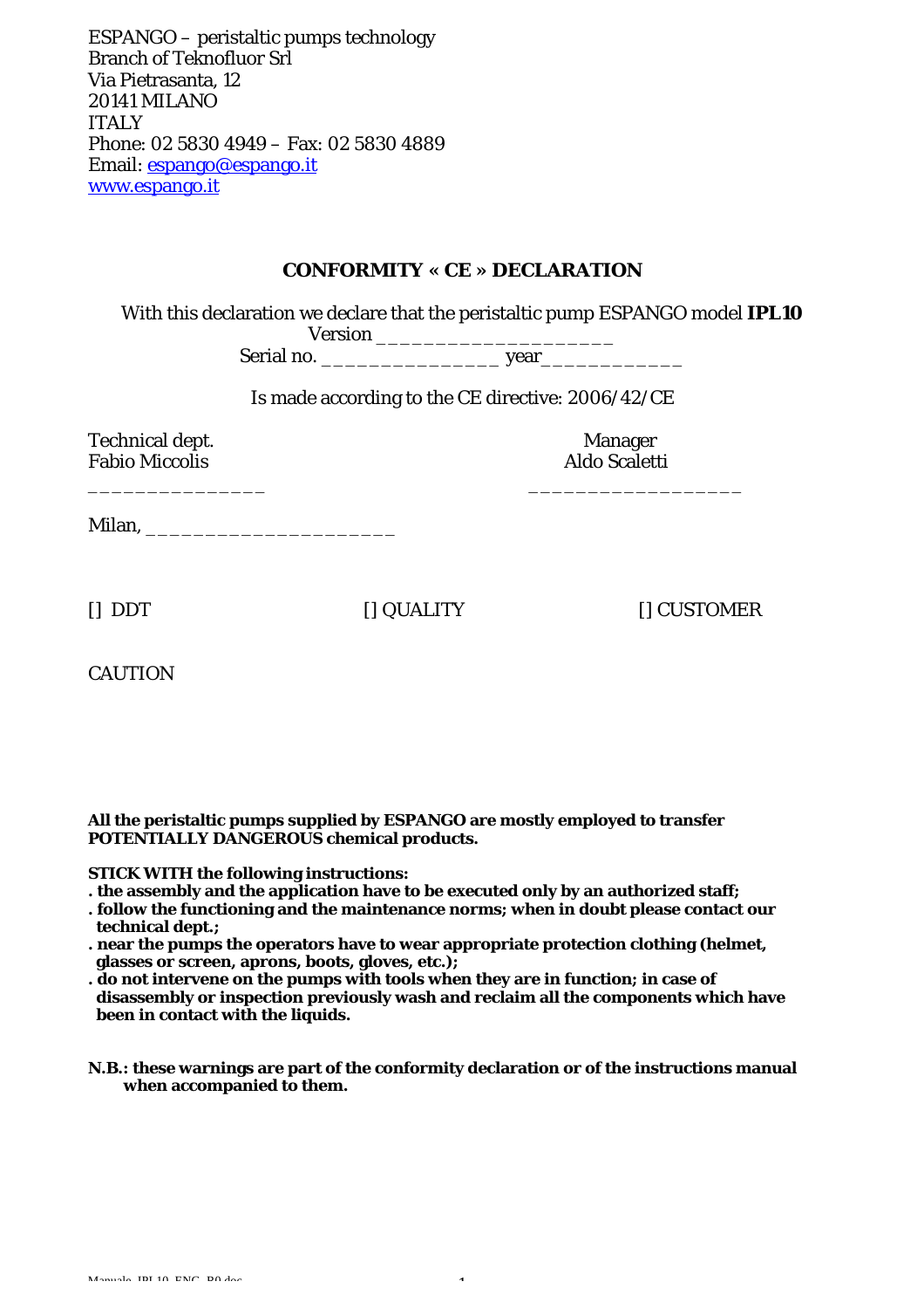ESPANGO – peristaltic pumps technology
Branch of Teknofluor Srl
Via Pietrasanta, 12
20141 MILANO
ITALY
Phone: 02 5830 4949 – Fax: 02 5830 4889
Email: espango@espango.it
www.espango.it

## CONFORMITY « CE » DECLARATION

With this declaration we declare that the peristaltic pump ESPANGO model **IPL10**
Version ____________________
Serial no. _______________ year____________

Is made according to the CE directive: 2006/42/CE

| Technical dept. | Manager |
|---|---|
| Fabio Miccolis | Aldo Scaletti |
| ______________ | _________________ |

Milan, _____________________

[] DDT [] QUALITY [] CUSTOMER

CAUTION

**All the peristaltic pumps supplied by ESPANGO are mostly employed to transfer POTENTIALLY DANGEROUS chemical products.**

**STICK WITH the following instructions:**

**. the assembly and the application have to be executed only by an authorized staff;**
**. follow the functioning and the maintenance norms; when in doubt please contact our technical dept.;**
**. near the pumps the operators have to wear appropriate protection clothing (helmet, glasses or screen, aprons, boots, gloves, etc.);**
**. do not intervene on the pumps with tools when they are in function; in case of disassembly or inspection previously wash and reclaim all the components which have been in contact with the liquids.**

**N.B.: these warnings are part of the conformity declaration or of the instructions manual when accompanied to them.**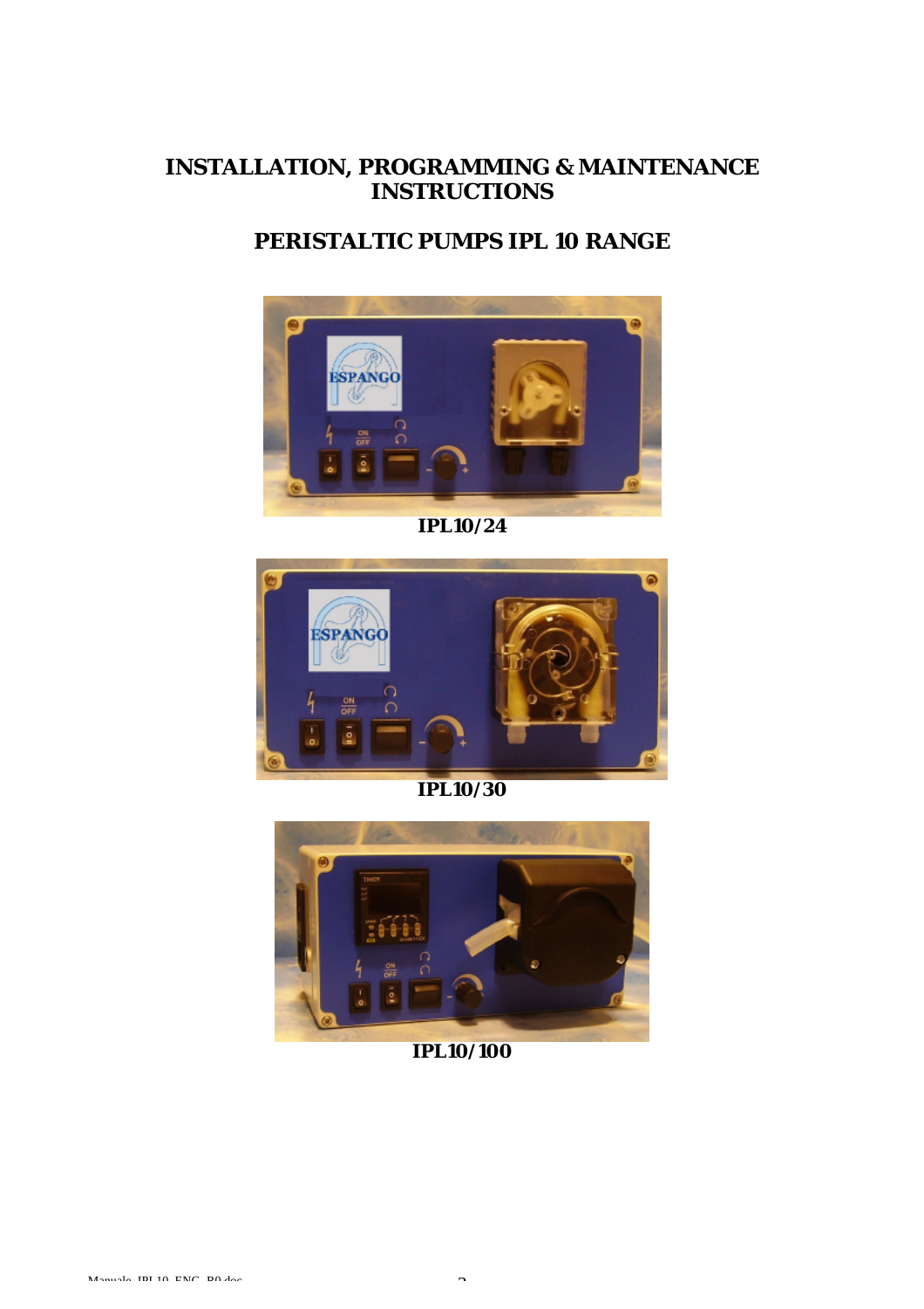# INSTALLATION, PROGRAMMING & MAINTENANCE INSTRUCTIONS

## PERISTALTIC PUMPS IPL 10 RANGE

**IPL10/24**

**IPL10/30**

**IPL10/100**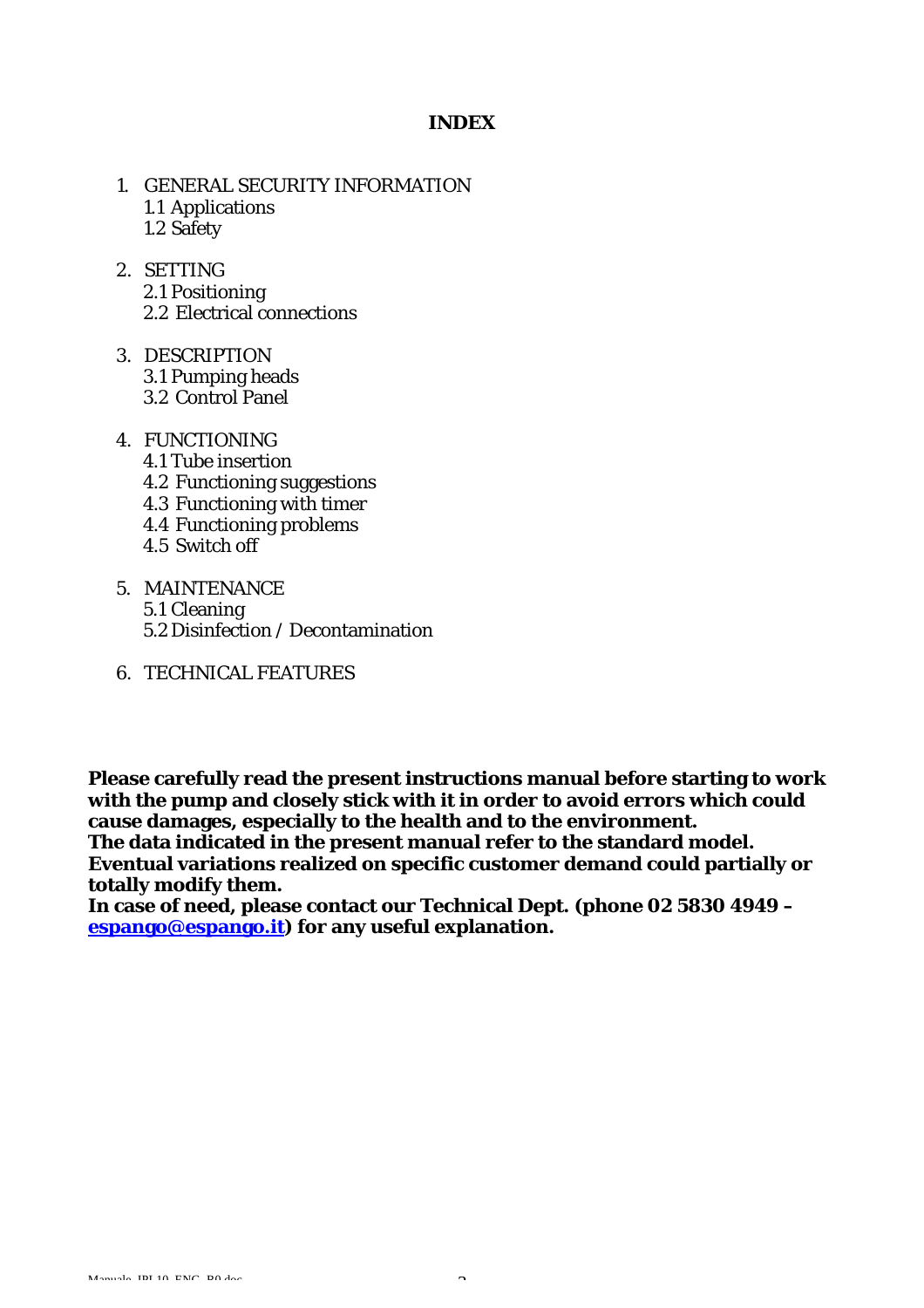# INDEX

1. GENERAL SECURITY INFORMATION
   - 1.1 Applications
   - 1.2 Safety
2. SETTING
   - 2.1 Positioning
   - 2.2 Electrical connections
3. DESCRIPTION
   - 3.1 Pumping heads
   - 3.2 Control Panel
4. FUNCTIONING
   - 4.1 Tube insertion
   - 4.2 Functioning suggestions
   - 4.3 Functioning with timer
   - 4.4 Functioning problems
   - 4.5 Switch off
5. MAINTENANCE
   - 5.1 Cleaning
   - 5.2 Disinfection / Decontamination
6. TECHNICAL FEATURES

**Please carefully read the present instructions manual before starting to work with the pump and closely stick with it in order to avoid errors which could cause damages, especially to the health and to the environment.**
**The data indicated in the present manual refer to the standard model.**
**Eventual variations realized on specific customer demand could partially or totally modify them.**
**In case of need, please contact our Technical Dept. (phone 02 5830 4949 – espango@espango.it) for any useful explanation.**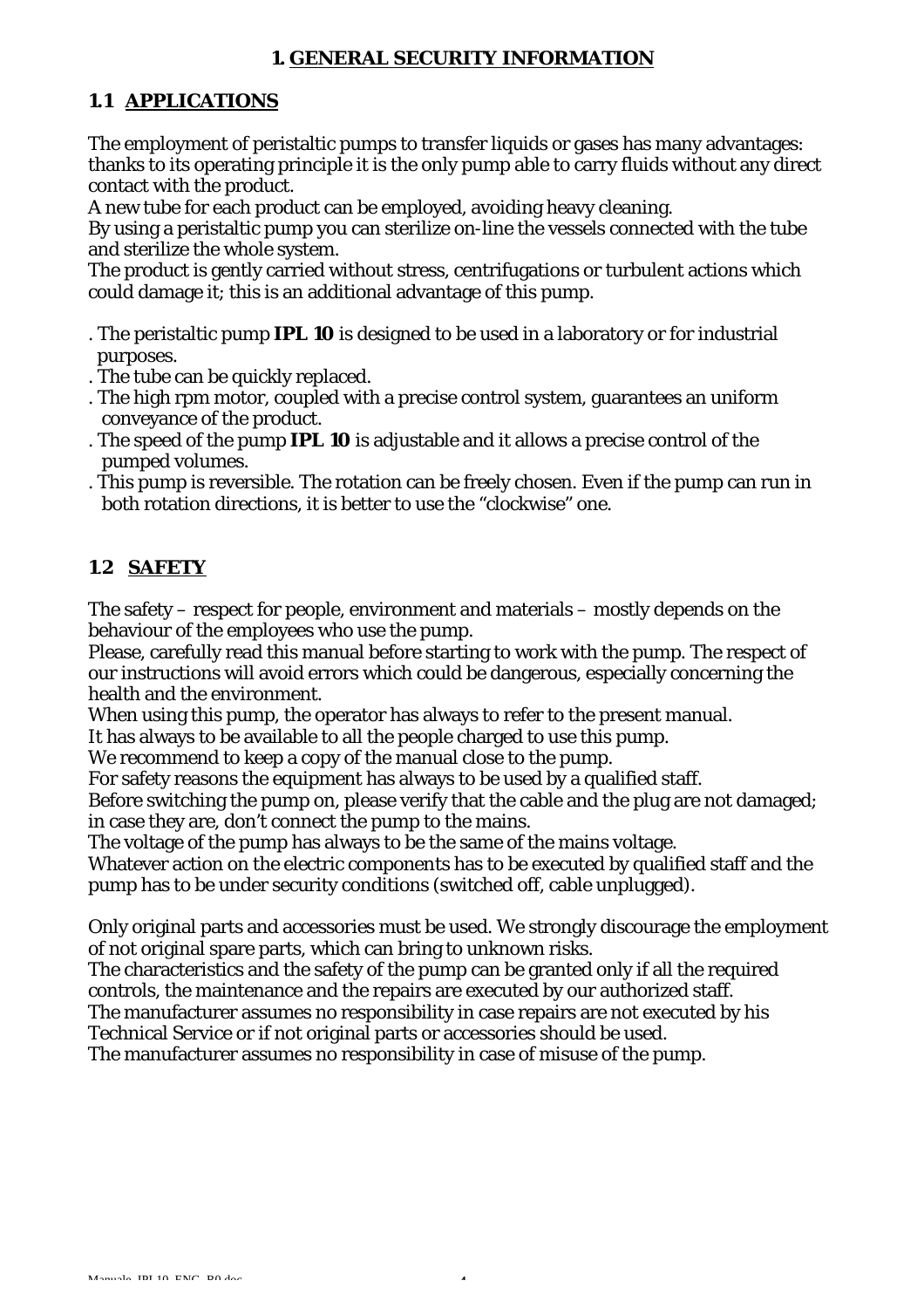# 1. GENERAL SECURITY INFORMATION

## 1.1 APPLICATIONS

The employment of peristaltic pumps to transfer liquids or gases has many advantages: thanks to its operating principle it is the only pump able to carry fluids without any direct contact with the product.
A new tube for each product can be employed, avoiding heavy cleaning.
By using a peristaltic pump you can sterilize on-line the vessels connected with the tube and sterilize the whole system.
The product is gently carried without stress, centrifugations or turbulent actions which could damage it; this is an additional advantage of this pump.

. The peristaltic pump **IPL 10** is designed to be used in a laboratory or for industrial purposes.
. The tube can be quickly replaced.
. The high rpm motor, coupled with a precise control system, guarantees an uniform conveyance of the product.
. The speed of the pump **IPL 10** is adjustable and it allows a precise control of the pumped volumes.
. This pump is reversible. The rotation can be freely chosen. Even if the pump can run in both rotation directions, it is better to use the "clockwise" one.

## 1.2 SAFETY

The safety – respect for people, environment and materials – mostly depends on the behaviour of the employees who use the pump.
Please, carefully read this manual before starting to work with the pump. The respect of our instructions will avoid errors which could be dangerous, especially concerning the health and the environment.
When using this pump, the operator has always to refer to the present manual.
It has always to be available to all the people charged to use this pump.
We recommend to keep a copy of the manual close to the pump.
For safety reasons the equipment has always to be used by a qualified staff.
Before switching the pump on, please verify that the cable and the plug are not damaged; in case they are, don't connect the pump to the mains.
The voltage of the pump has always to be the same of the mains voltage.
Whatever action on the electric components has to be executed by qualified staff and the pump has to be under security conditions (switched off, cable unplugged).

Only original parts and accessories must be used. We strongly discourage the employment of not original spare parts, which can bring to unknown risks.
The characteristics and the safety of the pump can be granted only if all the required controls, the maintenance and the repairs are executed by our authorized staff.
The manufacturer assumes no responsibility in case repairs are not executed by his Technical Service or if not original parts or accessories should be used.
The manufacturer assumes no responsibility in case of misuse of the pump.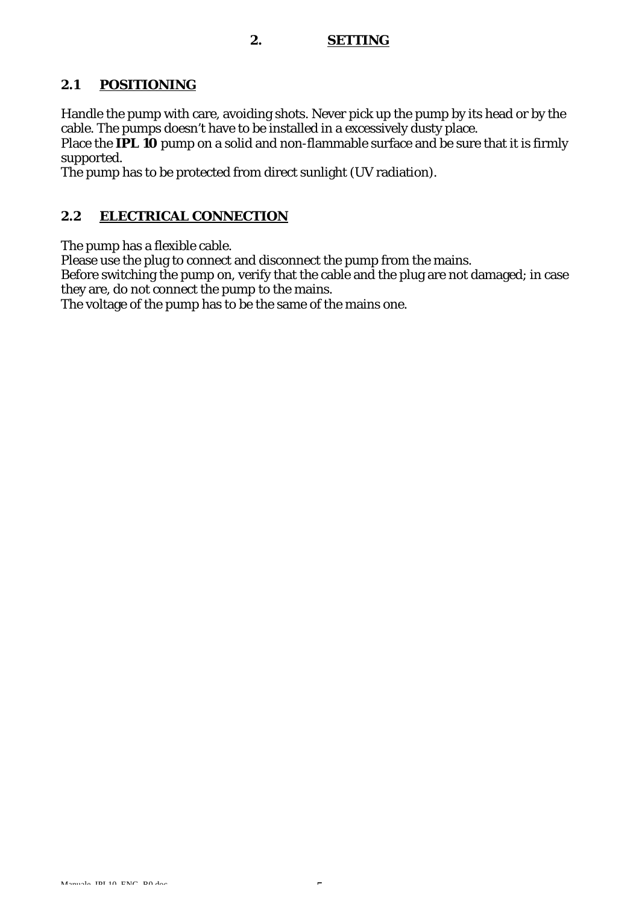# 2. SETTING

## 2.1 POSITIONING

Handle the pump with care, avoiding shots. Never pick up the pump by its head or by the cable. The pumps doesn't have to be installed in a excessively dusty place.
Place the **IPL 10** pump on a solid and non-flammable surface and be sure that it is firmly supported.
The pump has to be protected from direct sunlight (UV radiation).

## 2.2 ELECTRICAL CONNECTION

The pump has a flexible cable.
Please use the plug to connect and disconnect the pump from the mains.
Before switching the pump on, verify that the cable and the plug are not damaged; in case they are, do not connect the pump to the mains.
The voltage of the pump has to be the same of the mains one.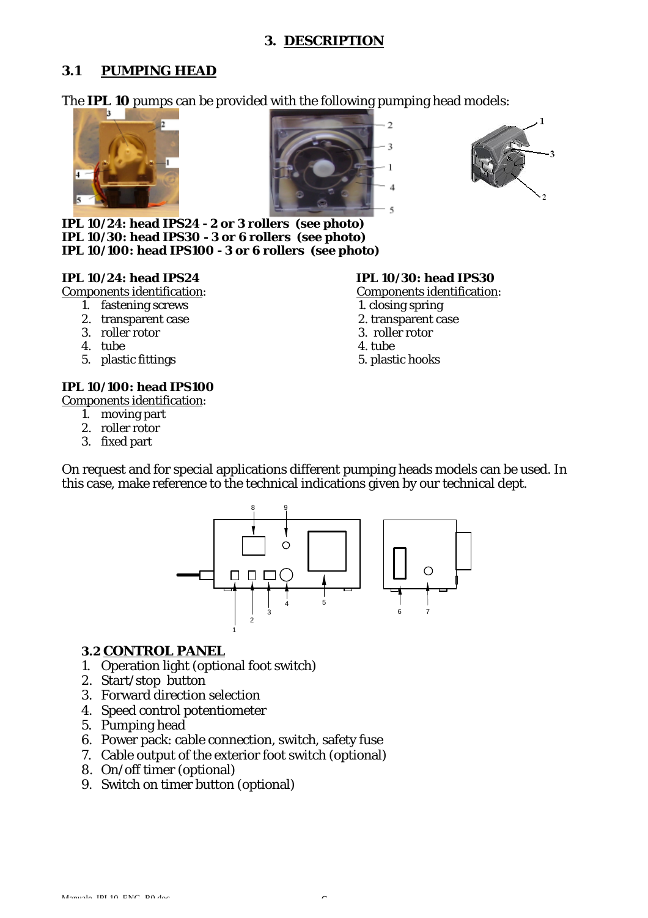# 3. DESCRIPTION

## 3.1 PUMPING HEAD

The **IPL 10** pumps can be provided with the following pumping head models:

**IPL 10/24: head IPS24 - 2 or 3 rollers (see photo)**
**IPL 10/30: head IPS30 - 3 or 6 rollers (see photo)**
**IPL 10/100: head IPS100 - 3 or 6 rollers (see photo)**

**IPL 10/24: head IPS24**
Components identification:

1. fastening screws
2. transparent case
3. roller rotor
4. tube
5. plastic fittings

**IPL 10/30: head IPS30**
Components identification:

1. closing spring
2. transparent case
3. roller rotor
4. tube
5. plastic hooks

**IPL 10/100: head IPS100**
Components identification:

1. moving part
2. roller rotor
3. fixed part

On request and for special applications different pumping heads models can be used. In this case, make reference to the technical indications given by our technical dept.

## 3.2 CONTROL PANEL

1. Operation light (optional foot switch)
2. Start/stop button
3. Forward direction selection
4. Speed control potentiometer
5. Pumping head
6. Power pack: cable connection, switch, safety fuse
7. Cable output of the exterior foot switch (optional)
8. On/off timer (optional)
9. Switch on timer button (optional)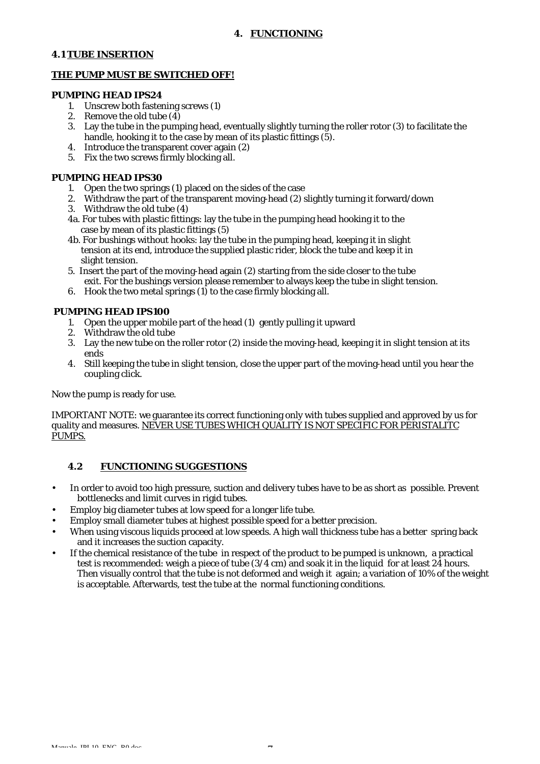## 4. FUNCTIONING

### 4.1 TUBE INSERTION

**THE PUMP MUST BE SWITCHED OFF!**

**PUMPING HEAD IPS24**

1. Unscrew both fastening screws (1)
2. Remove the old tube (4)
3. Lay the tube in the pumping head, eventually slightly turning the roller rotor (3) to facilitate the handle, hooking it to the case by mean of its plastic fittings (5).
4. Introduce the transparent cover again (2)
5. Fix the two screws firmly blocking all.

**PUMPING HEAD IPS30**

1. Open the two springs (1) placed on the sides of the case
2. Withdraw the part of the transparent moving-head (2) slightly turning it forward/down
3. Withdraw the old tube (4)

4a. For tubes with plastic fittings: lay the tube in the pumping head hooking it to the case by mean of its plastic fittings (5)

4b. For bushings without hooks: lay the tube in the pumping head, keeping it in slight tension at its end, introduce the supplied plastic rider, block the tube and keep it in slight tension.

5. Insert the part of the moving-head again (2) starting from the side closer to the tube exit. For the bushings version please remember to always keep the tube in slight tension.
6. Hook the two metal springs (1) to the case firmly blocking all.

**PUMPING HEAD IPS100**

1. Open the upper mobile part of the head (1) gently pulling it upward
2. Withdraw the old tube
3. Lay the new tube on the roller rotor (2) inside the moving-head, keeping it in slight tension at its ends
4. Still keeping the tube in slight tension, close the upper part of the moving-head until you hear the coupling click.

Now the pump is ready for use.

IMPORTANT NOTE: we guarantee its correct functioning only with tubes supplied and approved by us for quality and measures. NEVER USE TUBES WHICH QUALITY IS NOT SPECIFIC FOR PERISTALITC PUMPS.

### 4.2 FUNCTIONING SUGGESTIONS

- In order to avoid too high pressure, suction and delivery tubes have to be as short as possible. Prevent bottlenecks and limit curves in rigid tubes.
- Employ big diameter tubes at low speed for a longer life tube.
- Employ small diameter tubes at highest possible speed for a better precision.
- When using viscous liquids proceed at low speeds. A high wall thickness tube has a better spring back and it increases the suction capacity.
- If the chemical resistance of the tube in respect of the product to be pumped is unknown, a practical test is recommended: weigh a piece of tube (3/4 cm) and soak it in the liquid for at least 24 hours. Then visually control that the tube is not deformed and weigh it again; a variation of 10% of the weight is acceptable. Afterwards, test the tube at the normal functioning conditions.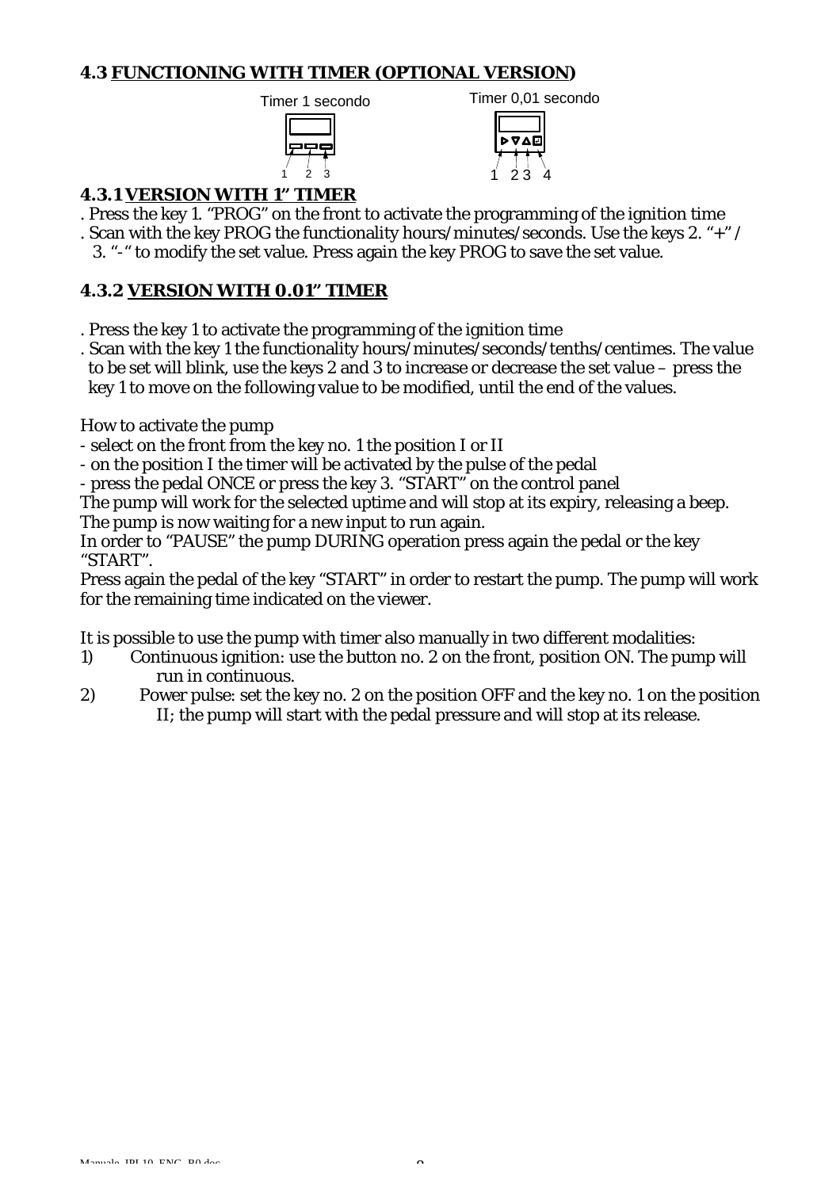## 4.3 FUNCTIONING WITH TIMER (OPTIONAL VERSION)

Timer 1 secondo

1 2 3

Timer 0,01 secondo

1 2 3 4

### 4.3.1 VERSION WITH 1" TIMER

. Press the key 1. "PROG" on the front to activate the programming of the ignition time
. Scan with the key PROG the functionality hours/minutes/seconds. Use the keys 2. "+" / 3. "-" to modify the set value. Press again the key PROG to save the set value.

### 4.3.2 VERSION WITH 0.01" TIMER

. Press the key 1 to activate the programming of the ignition time
. Scan with the key 1 the functionality hours/minutes/seconds/tenths/centimes. The value to be set will blink, use the keys 2 and 3 to increase or decrease the set value – press the key 1 to move on the following value to be modified, until the end of the values.

How to activate the pump
- select on the front from the key no. 1 the position I or II
- on the position I the timer will be activated by the pulse of the pedal
- press the pedal ONCE or press the key 3. "START" on the control panel

The pump will work for the selected uptime and will stop at its expiry, releasing a beep.
The pump is now waiting for a new input to run again.
In order to "PAUSE" the pump DURING operation press again the pedal or the key "START".
Press again the pedal of the key "START" in order to restart the pump. The pump will work for the remaining time indicated on the viewer.

It is possible to use the pump with timer also manually in two different modalities:

1) Continuous ignition: use the button no. 2 on the front, position ON. The pump will run in continuous.
2) Power pulse: set the key no. 2 on the position OFF and the key no. 1 on the position II; the pump will start with the pedal pressure and will stop at its release.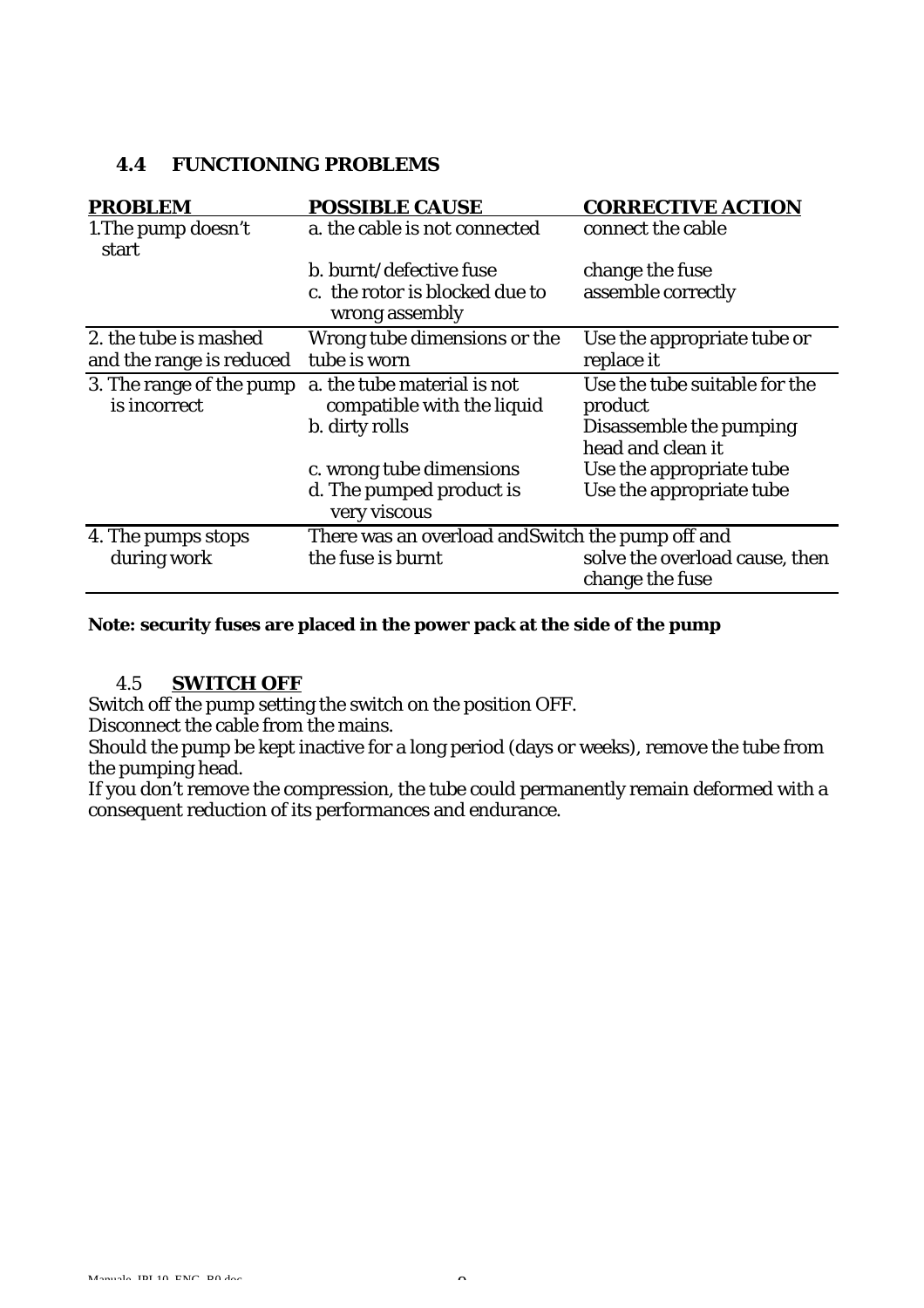### 4.4 FUNCTIONING PROBLEMS

| PROBLEM | POSSIBLE CAUSE | CORRECTIVE ACTION |
|---|---|---|
| 1.The pump doesn't start | a. the cable is not connected | connect the cable |
| | b. burnt/defective fuse | change the fuse |
| | c. the rotor is blocked due to wrong assembly | assemble correctly |
| 2. the tube is mashed and the range is reduced | Wrong tube dimensions or the tube is worn | Use the appropriate tube or replace it |
| 3. The range of the pump is incorrect | a. the tube material is not compatible with the liquid | Use the tube suitable for the product |
| | b. dirty rolls | Disassemble the pumping head and clean it |
| | c. wrong tube dimensions | Use the appropriate tube |
| | d. The pumped product is very viscous | Use the appropriate tube |
| 4. The pumps stops during work | There was an overload and the fuse is burnt | Switch the pump off and solve the overload cause, then change the fuse |

**Note: security fuses are placed in the power pack at the side of the pump**

### 4.5 SWITCH OFF

Switch off the pump setting the switch on the position OFF.
Disconnect the cable from the mains.
Should the pump be kept inactive for a long period (days or weeks), remove the tube from the pumping head.
If you don't remove the compression, the tube could permanently remain deformed with a consequent reduction of its performances and endurance.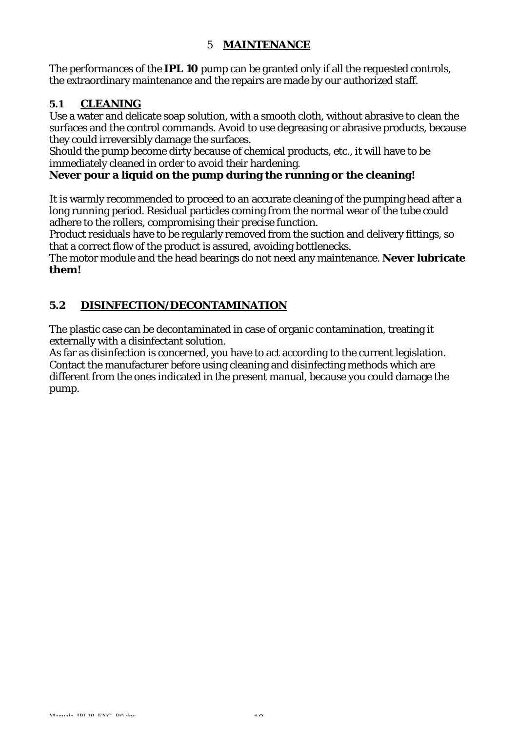# 5 MAINTENANCE

The performances of the **IPL 10** pump can be granted only if all the requested controls, the extraordinary maintenance and the repairs are made by our authorized staff.

## 5.1 CLEANING

Use a water and delicate soap solution, with a smooth cloth, without abrasive to clean the surfaces and the control commands. Avoid to use degreasing or abrasive products, because they could irreversibly damage the surfaces.
Should the pump become dirty because of chemical products, etc., it will have to be immediately cleaned in order to avoid their hardening.
**Never pour a liquid on the pump during the running or the cleaning!**

It is warmly recommended to proceed to an accurate cleaning of the pumping head after a long running period. Residual particles coming from the normal wear of the tube could adhere to the rollers, compromising their precise function.
Product residuals have to be regularly removed from the suction and delivery fittings, so that a correct flow of the product is assured, avoiding bottlenecks.
The motor module and the head bearings do not need any maintenance. **Never lubricate them!**

## 5.2 DISINFECTION/DECONTAMINATION

The plastic case can be decontaminated in case of organic contamination, treating it externally with a disinfectant solution.
As far as disinfection is concerned, you have to act according to the current legislation.
Contact the manufacturer before using cleaning and disinfecting methods which are different from the ones indicated in the present manual, because you could damage the pump.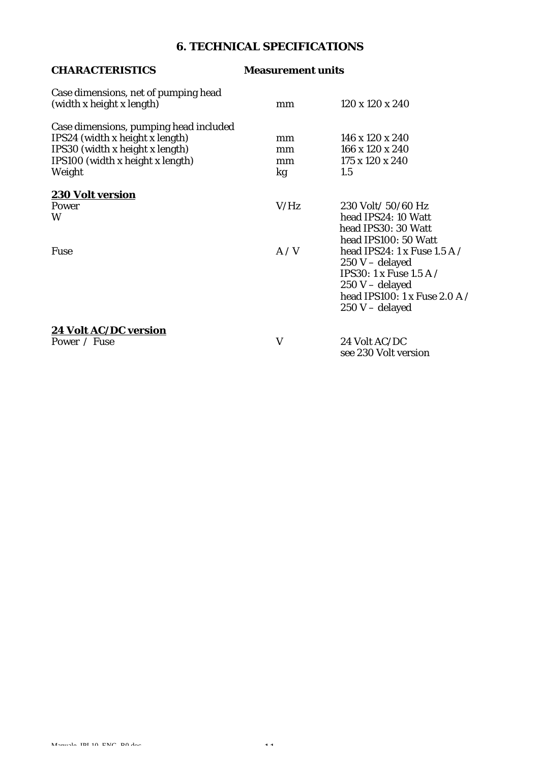# 6. TECHNICAL SPECIFICATIONS

| CHARACTERISTICS | Measurement units | |
|---|---|---|
| Case dimensions, net of pumping head (width x height x length) | mm | 120 x 120 x 240 |
| Case dimensions, pumping head included | | |
| IPS24 (width x height x length) | mm | 146 x 120 x 240 |
| IPS30 (width x height x length) | mm | 166 x 120 x 240 |
| IPS100 (width x height x length) | mm | 175 x 120 x 240 |
| Weight | kg | 1.5 |
| **230 Volt version** | | |
| Power | V/Hz | 230 Volt/ 50/60 Hz |
| W | | head IPS24: 10 Watt<br>head IPS30: 30 Watt<br>head IPS100: 50 Watt |
| Fuse | A / V | head IPS24: 1 x Fuse 1.5 A / 250 V – delayed<br>IPS30: 1 x Fuse 1.5 A / 250 V – delayed<br>head IPS100: 1 x Fuse 2.0 A / 250 V – delayed |
| **24 Volt AC/DC version** | | |
| Power / Fuse | V | 24 Volt AC/DC<br>see 230 Volt version |